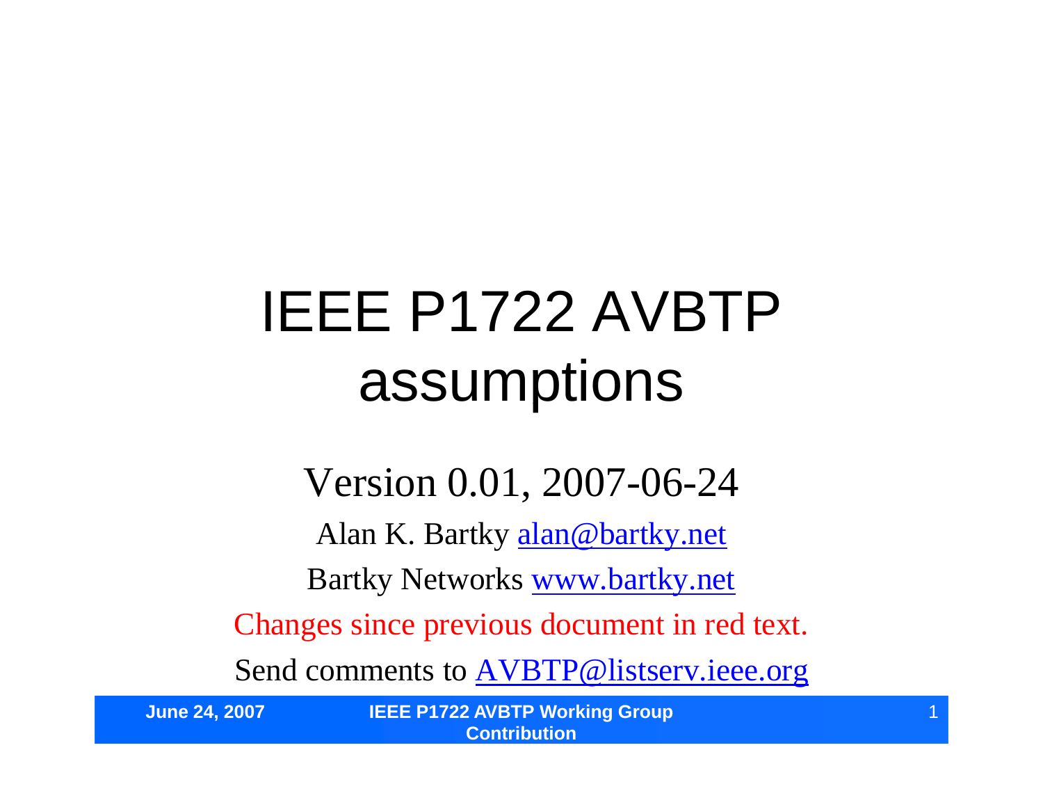# IEEE P1722 AVBTP assumptions

Version 0.01, 2007-06-24

Alan K. Bartky alan@bartky.net

Bartky Networks www.bartky.net

Changes since previous document in red text.

Send comments to AVBTP@listserv.ieee.org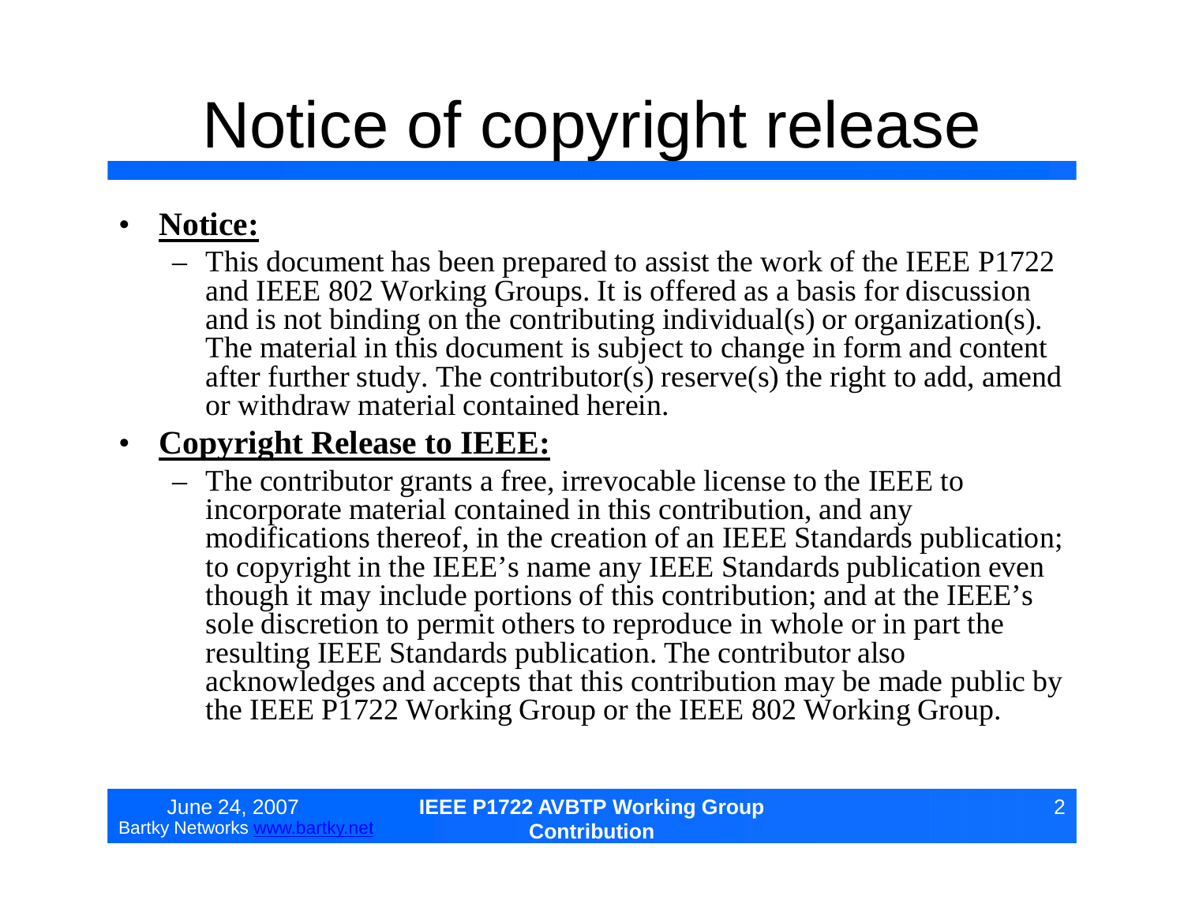# Notice of copyright release

- **Notice:**
  - This document has been prepared to assist the work of the IEEE P1722 and IEEE 802 Working Groups. It is offered as a basis for discussion and is not binding on the contributing individual(s) or organization(s). The material in this document is subject to change in form and content after further study. The contributor(s) reserve(s) the right to add, amend or withdraw material contained herein.
- **Copyright Release to IEEE:**
  - The contributor grants a free, irrevocable license to the IEEE to incorporate material contained in this contribution, and any modifications thereof, in the creation of an IEEE Standards publication; to copyright in the IEEE's name any IEEE Standards publication even though it may include portions of this contribution; and at the IEEE's sole discretion to permit others to reproduce in whole or in part the resulting IEEE Standards publication. The contributor also acknowledges and accepts that this contribution may be made public by the IEEE P1722 Working Group or the IEEE 802 Working Group.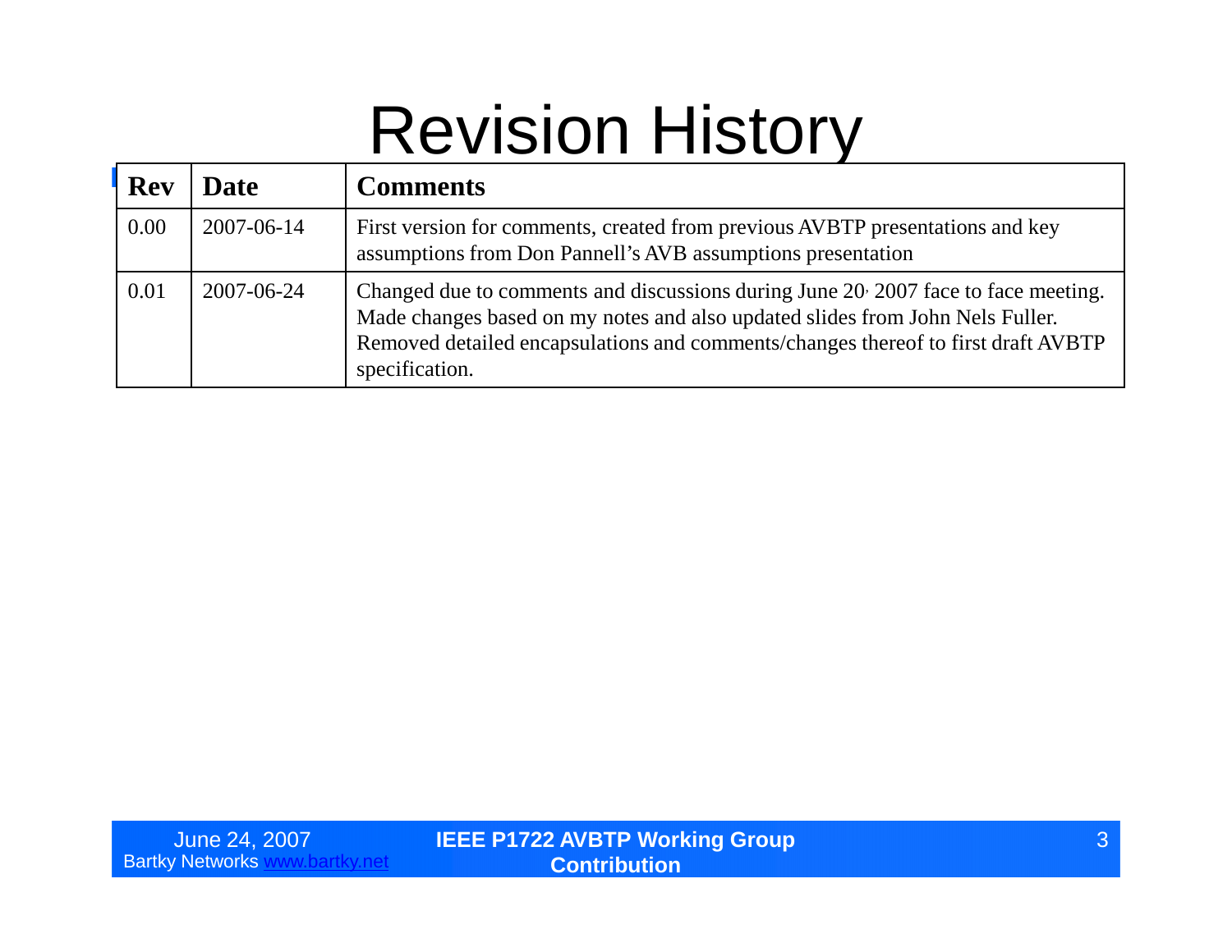# Revision History

| Rev | Date | Comments |
|---|---|---|
| 0.00 | 2007-06-14 | First version for comments, created from previous AVBTP presentations and key assumptions from Don Pannell's AVB assumptions presentation |
| 0.01 | 2007-06-24 | Changed due to comments and discussions during June 20, 2007 face to face meeting. Made changes based on my notes and also updated slides from John Nels Fuller. Removed detailed encapsulations and comments/changes thereof to first draft AVBTP specification. |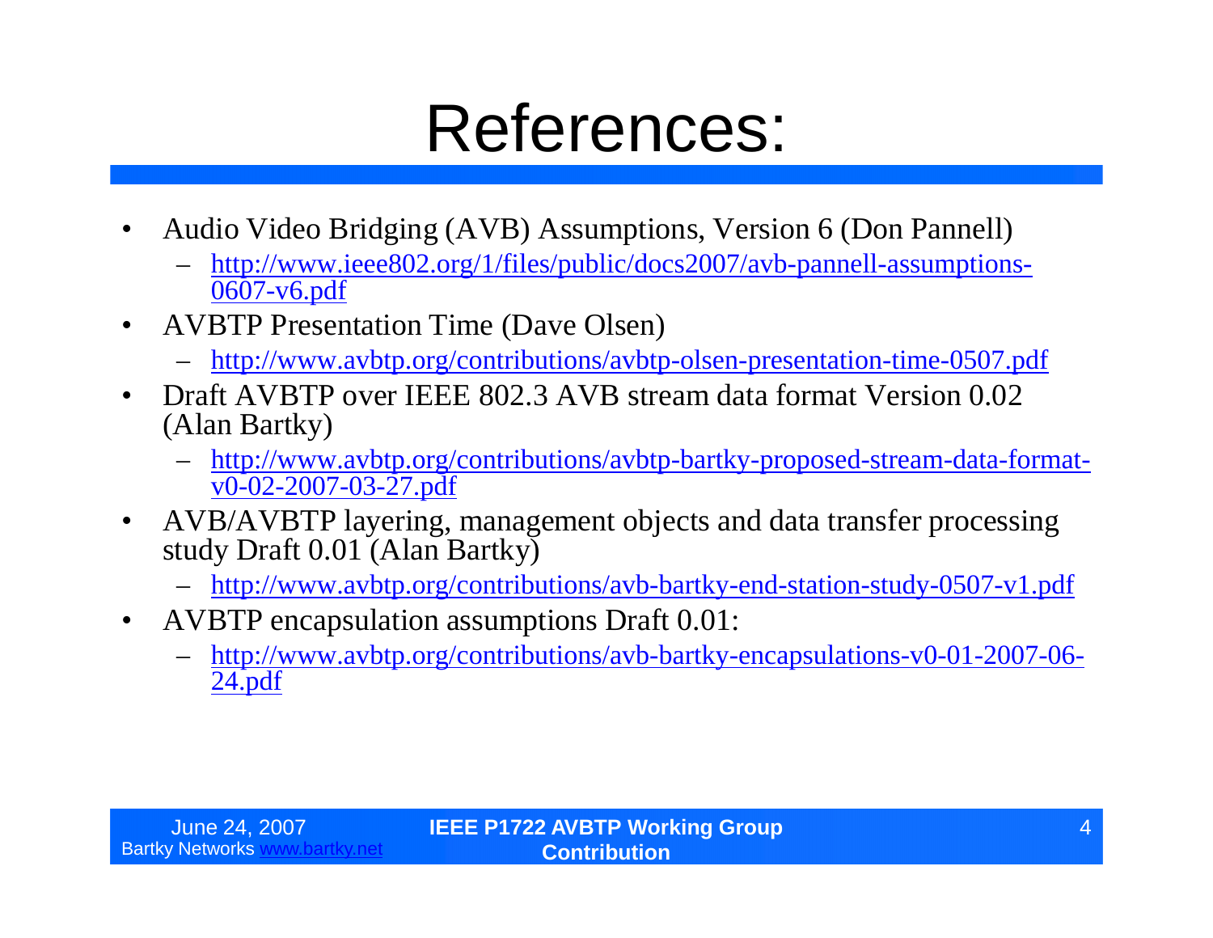# References:

- Audio Video Bridging (AVB) Assumptions, Version 6 (Don Pannell)
  - http://www.ieee802.org/1/files/public/docs2007/avb-pannell-assumptions-0607-v6.pdf
- AVBTP Presentation Time (Dave Olsen)
  - http://www.avbtp.org/contributions/avbtp-olsen-presentation-time-0507.pdf
- Draft AVBTP over IEEE 802.3 AVB stream data format Version 0.02 (Alan Bartky)
  - http://www.avbtp.org/contributions/avbtp-bartky-proposed-stream-data-format-v0-02-2007-03-27.pdf
- AVB/AVBTP layering, management objects and data transfer processing study Draft 0.01 (Alan Bartky)
  - http://www.avbtp.org/contributions/avb-bartky-end-station-study-0507-v1.pdf
- AVBTP encapsulation assumptions Draft 0.01:
  - http://www.avbtp.org/contributions/avb-bartky-encapsulations-v0-01-2007-06-24.pdf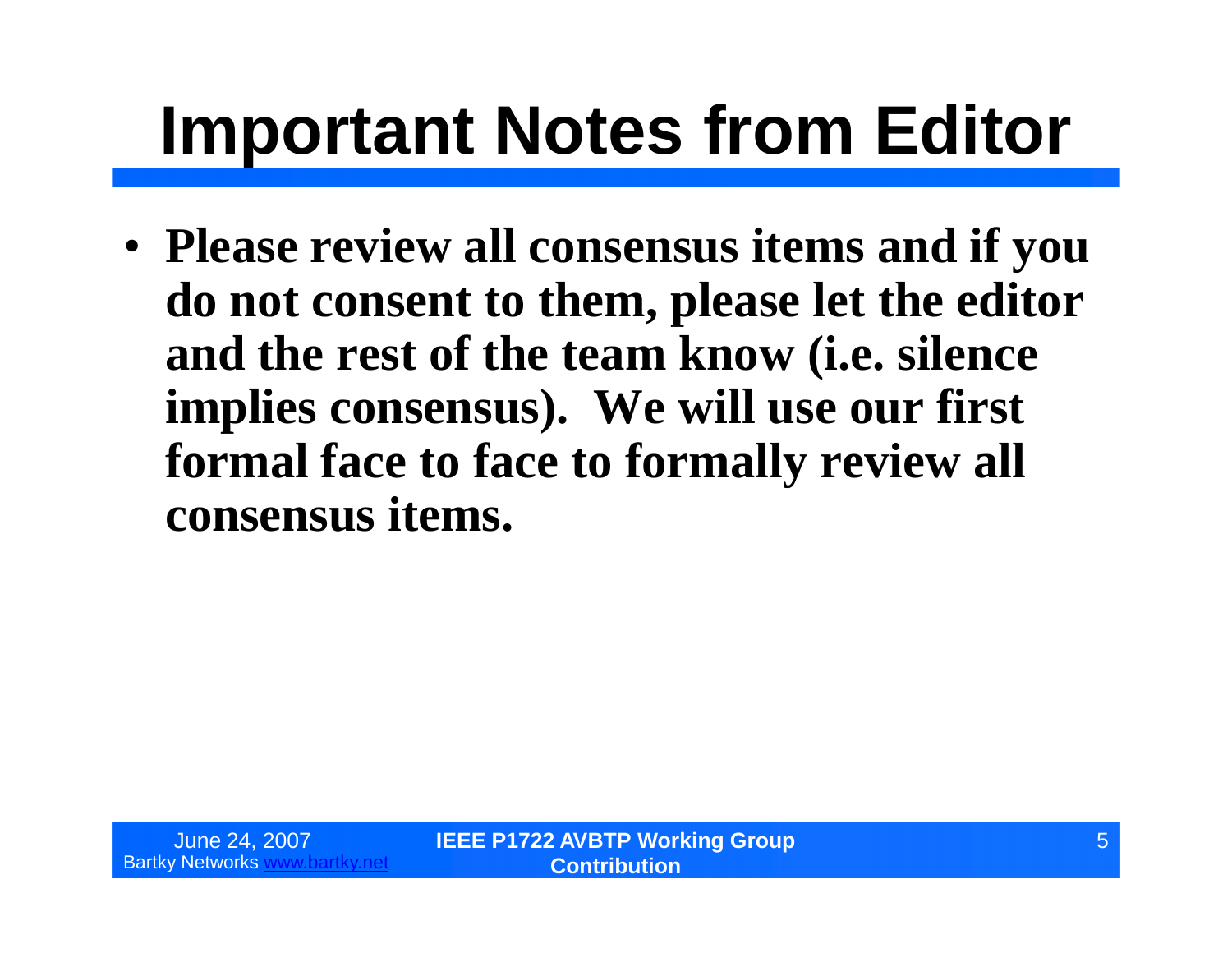# Important Notes from Editor

- **Please review all consensus items and if you do not consent to them, please let the editor and the rest of the team know (i.e. silence implies consensus). We will use our first formal face to face to formally review all consensus items.**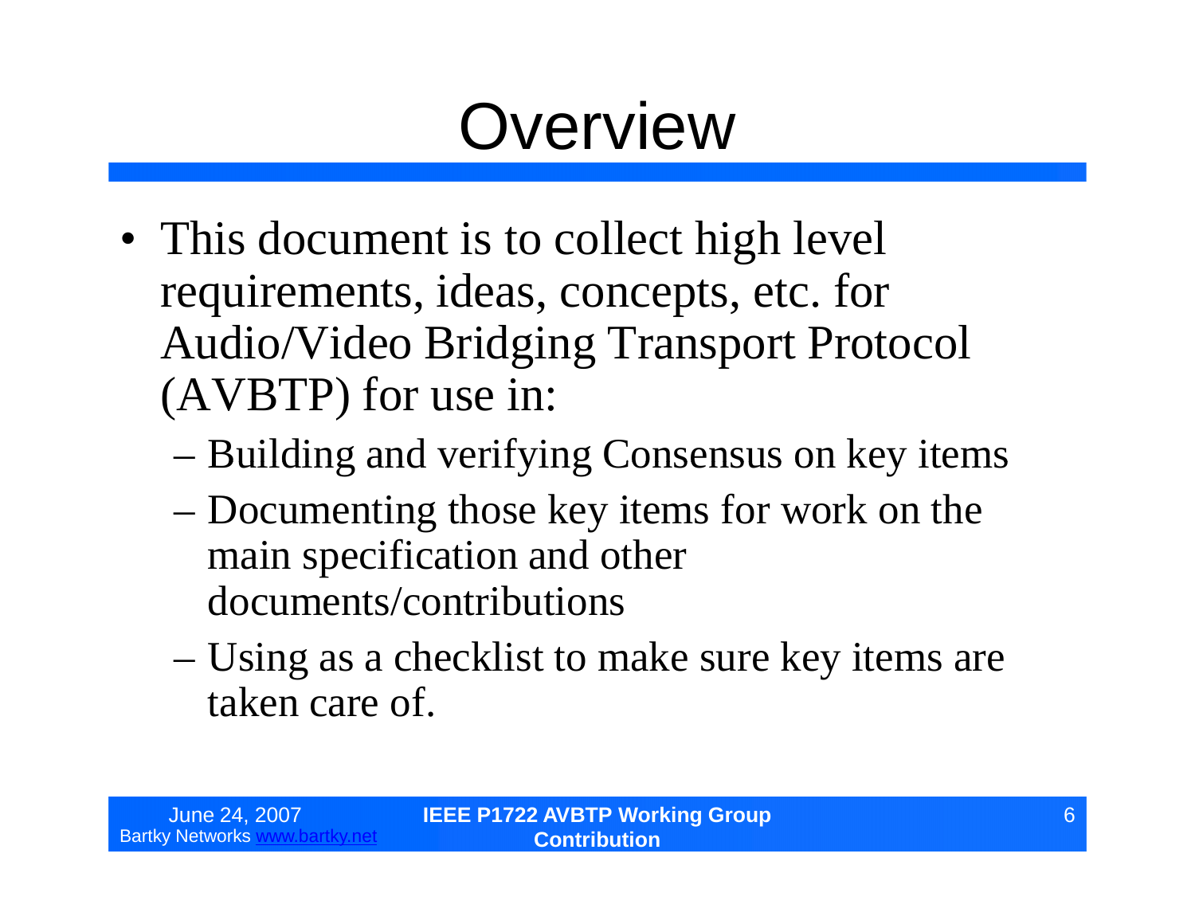# Overview

- This document is to collect high level requirements, ideas, concepts, etc. for Audio/Video Bridging Transport Protocol (AVBTP) for use in:
  - Building and verifying Consensus on key items
  - Documenting those key items for work on the main specification and other documents/contributions
  - Using as a checklist to make sure key items are taken care of.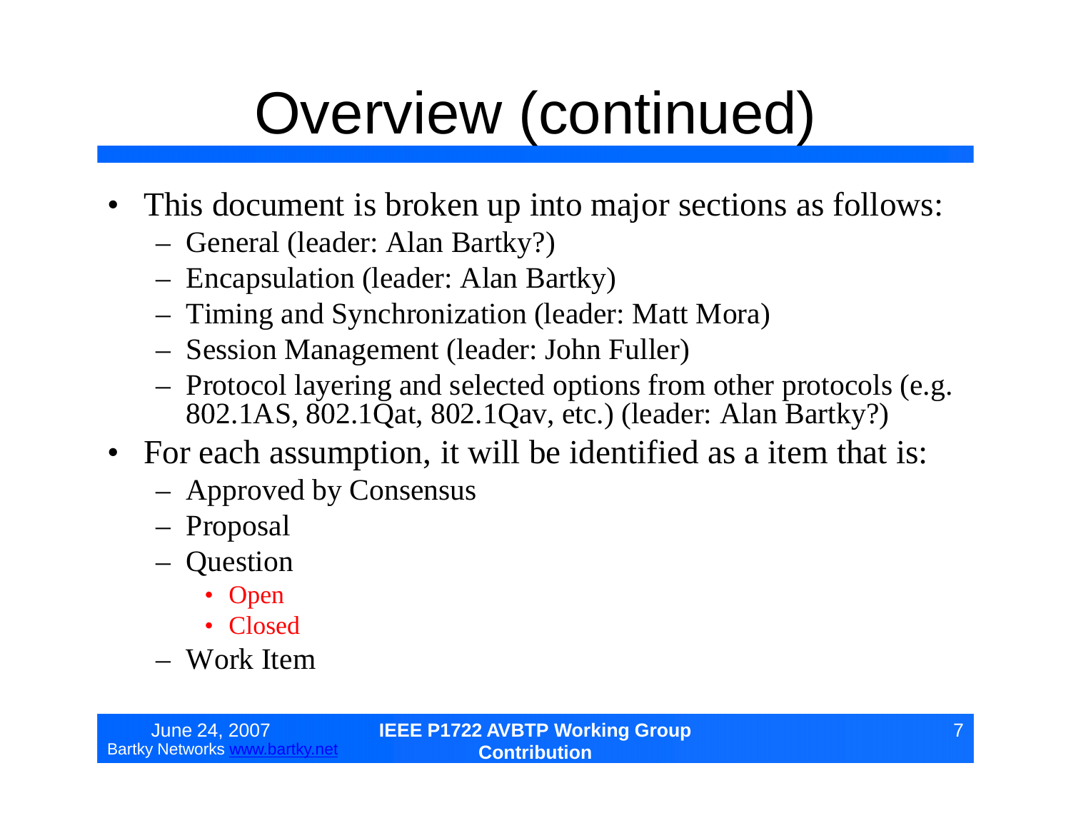# Overview (continued)

- This document is broken up into major sections as follows:
  - General (leader: Alan Bartky?)
  - Encapsulation (leader: Alan Bartky)
  - Timing and Synchronization (leader: Matt Mora)
  - Session Management (leader: John Fuller)
  - Protocol layering and selected options from other protocols (e.g. 802.1AS, 802.1Qat, 802.1Qav, etc.) (leader: Alan Bartky?)
- For each assumption, it will be identified as a item that is:
  - Approved by Consensus
  - Proposal
  - Question
    - Open
    - Closed
  - Work Item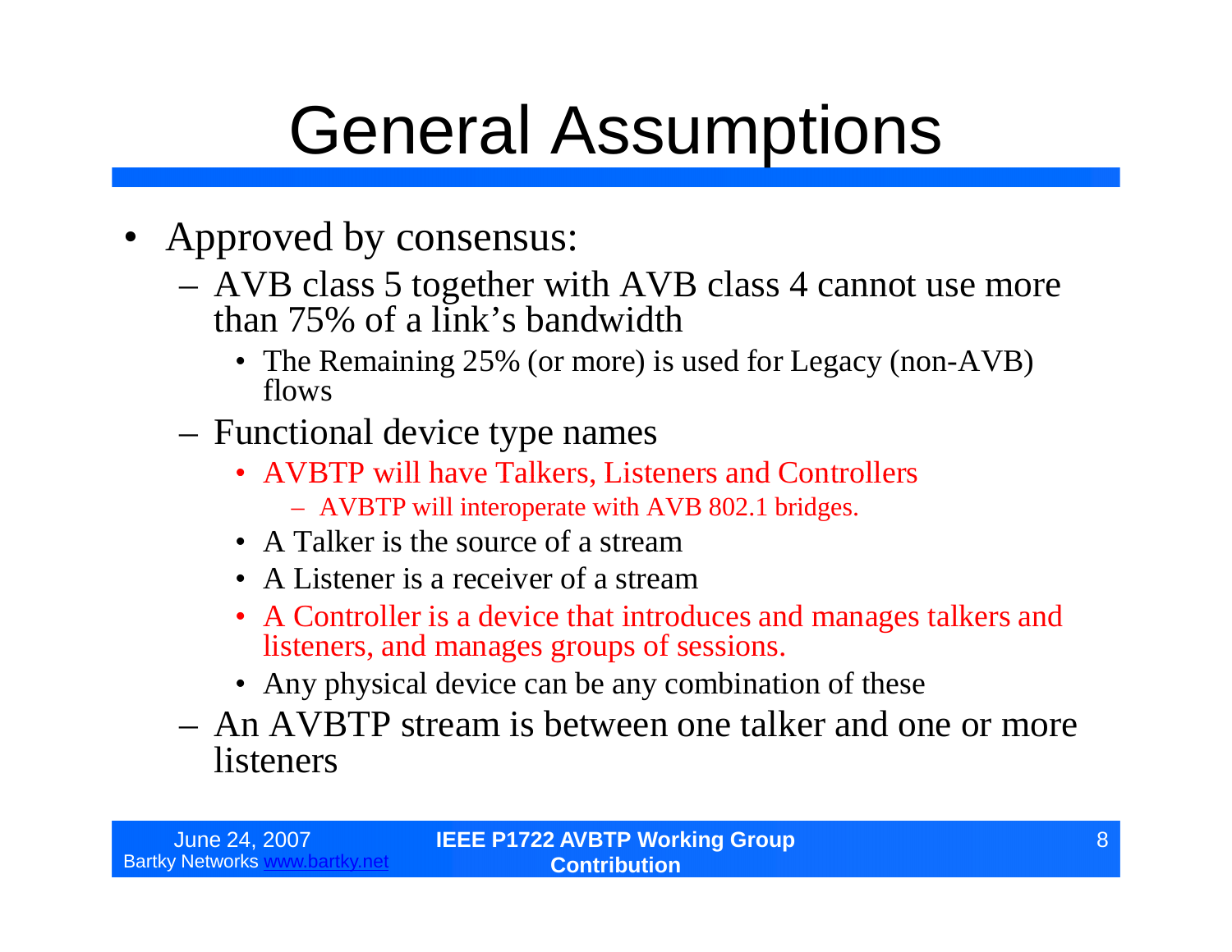# General Assumptions

- Approved by consensus:
  - AVB class 5 together with AVB class 4 cannot use more than 75% of a link's bandwidth
    - The Remaining 25% (or more) is used for Legacy (non-AVB) flows
  - Functional device type names
    - AVBTP will have Talkers, Listeners and Controllers
      - AVBTP will interoperate with AVB 802.1 bridges.
    - A Talker is the source of a stream
    - A Listener is a receiver of a stream
    - A Controller is a device that introduces and manages talkers and listeners, and manages groups of sessions.
    - Any physical device can be any combination of these
  - An AVBTP stream is between one talker and one or more listeners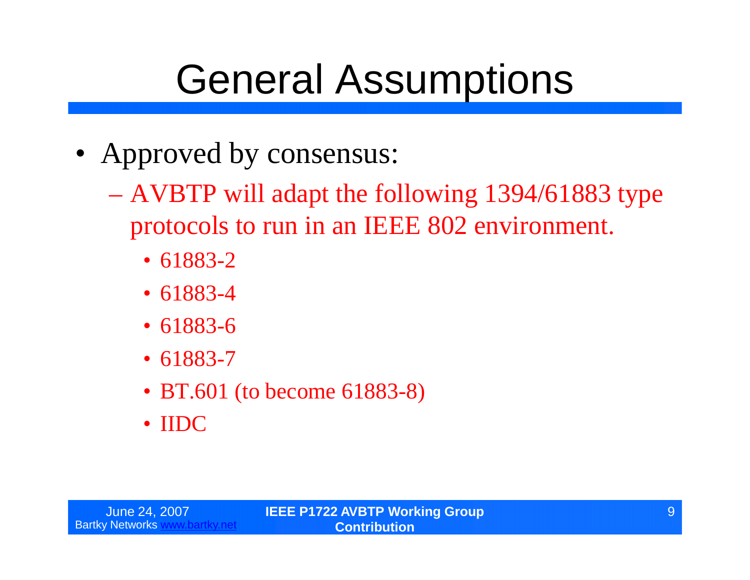# General Assumptions

- Approved by consensus:
  - AVBTP will adapt the following 1394/61883 type protocols to run in an IEEE 802 environment.
    - 61883-2
    - 61883-4
    - 61883-6
    - 61883-7
    - BT.601 (to become 61883-8)
    - IIDC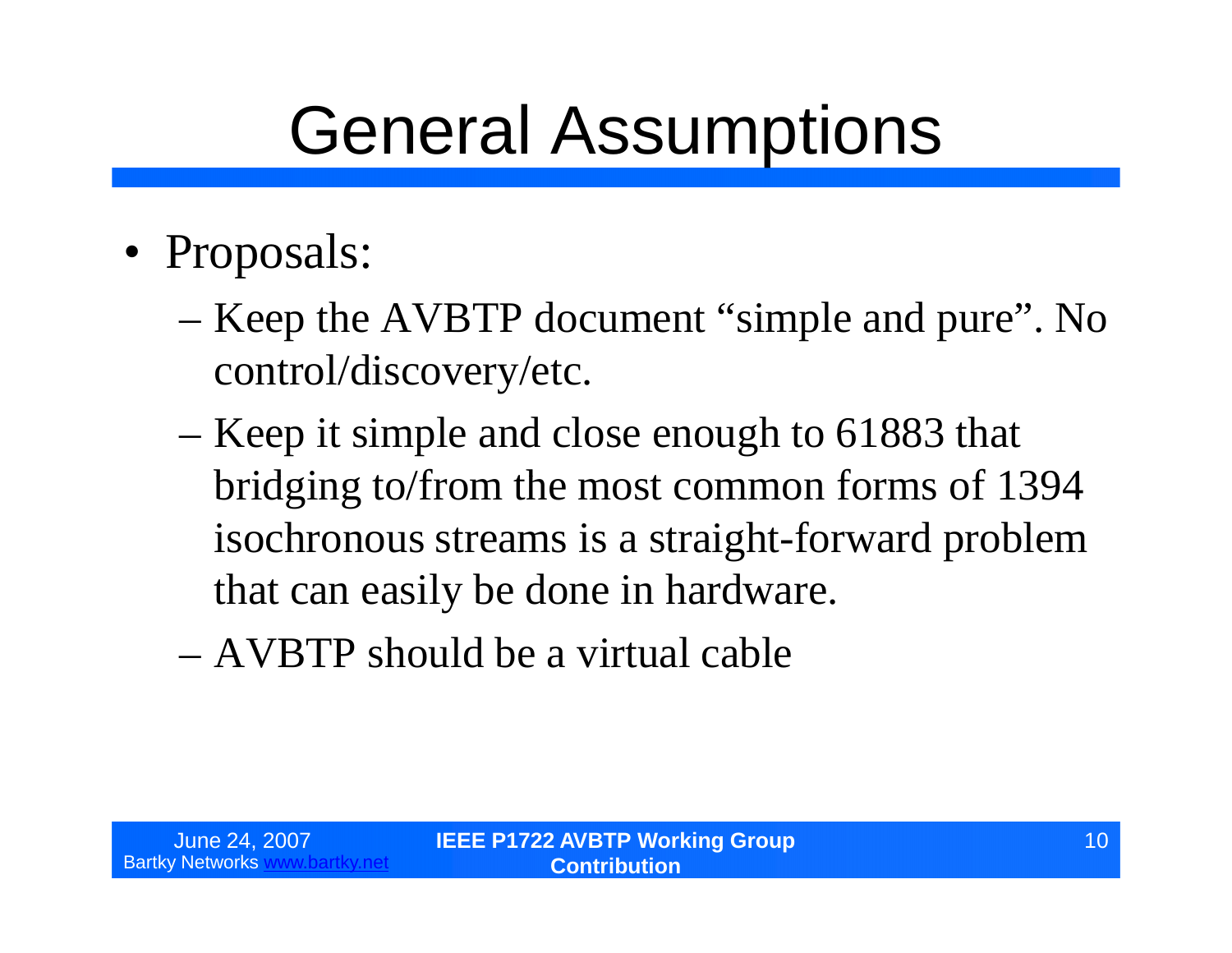# General Assumptions

- Proposals:
  - Keep the AVBTP document “simple and pure”. No control/discovery/etc.
  - Keep it simple and close enough to 61883 that bridging to/from the most common forms of 1394 isochronous streams is a straight-forward problem that can easily be done in hardware.
  - AVBTP should be a virtual cable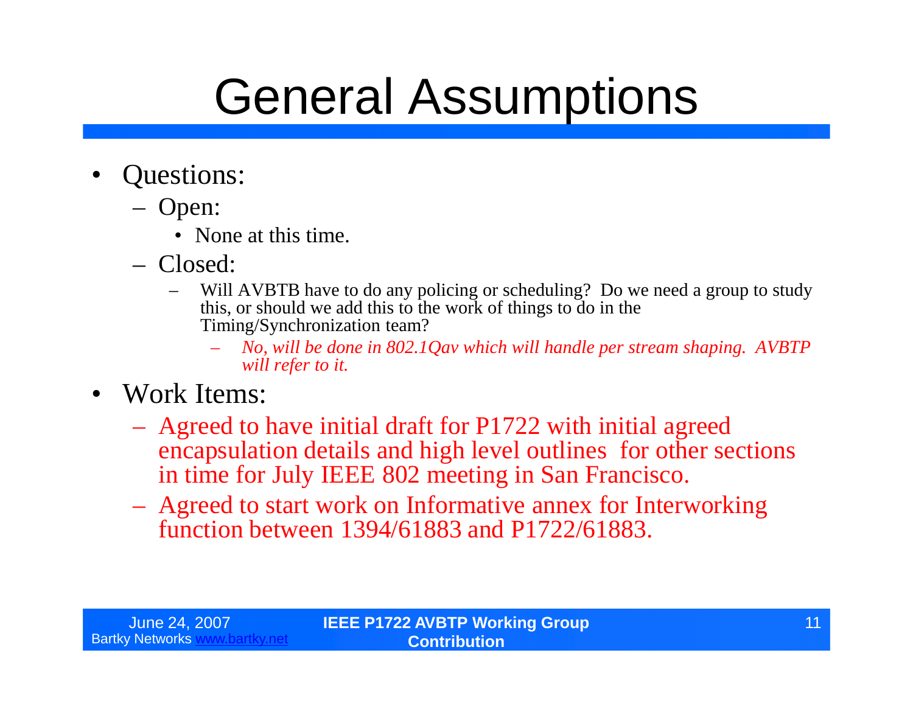# General Assumptions

- Questions:
  - Open:
    - None at this time.
  - Closed:
    - Will AVBTB have to do any policing or scheduling? Do we need a group to study this, or should we add this to the work of things to do in the Timing/Synchronization team?
      - *No, will be done in 802.1Qav which will handle per stream shaping. AVBTP will refer to it.*
- Work Items:
  - Agreed to have initial draft for P1722 with initial agreed encapsulation details and high level outlines for other sections in time for July IEEE 802 meeting in San Francisco.
  - Agreed to start work on Informative annex for Interworking function between 1394/61883 and P1722/61883.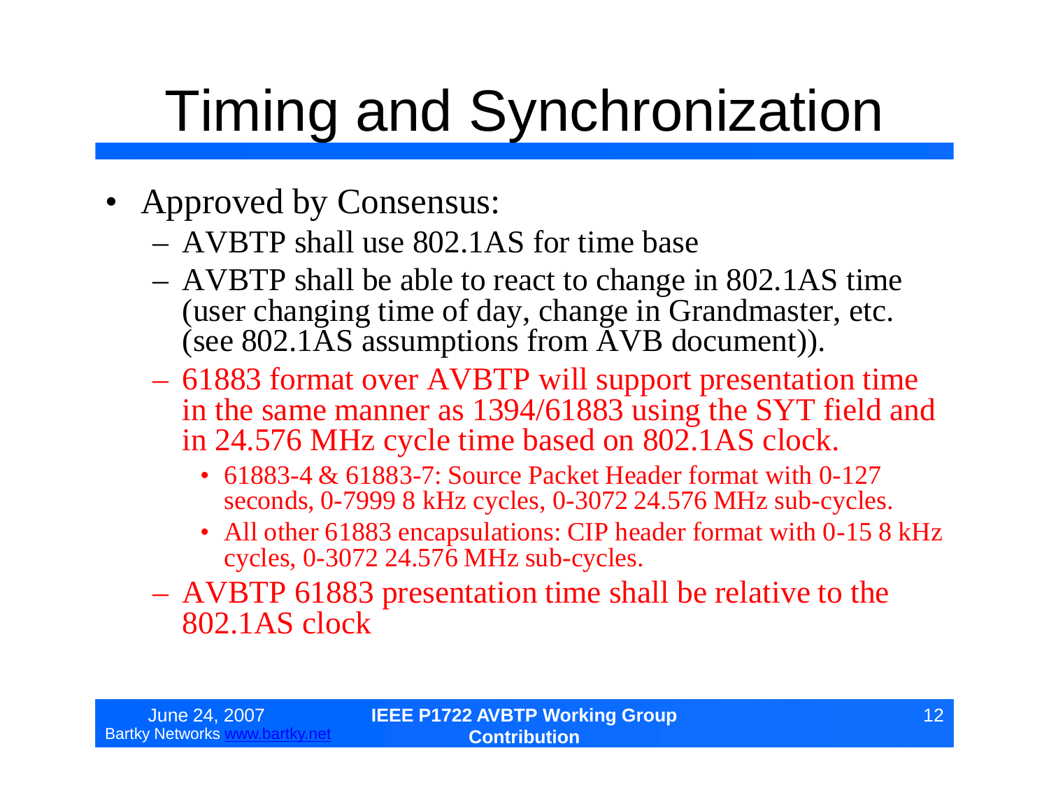# Timing and Synchronization

- Approved by Consensus:
  - AVBTP shall use 802.1AS for time base
  - AVBTP shall be able to react to change in 802.1AS time (user changing time of day, change in Grandmaster, etc. (see 802.1AS assumptions from AVB document)).
  - 61883 format over AVBTP will support presentation time in the same manner as 1394/61883 using the SYT field and in 24.576 MHz cycle time based on 802.1AS clock.
    - 61883-4 & 61883-7: Source Packet Header format with 0-127 seconds, 0-7999 8 kHz cycles, 0-3072 24.576 MHz sub-cycles.
    - All other 61883 encapsulations: CIP header format with 0-15 8 kHz cycles, 0-3072 24.576 MHz sub-cycles.
  - AVBTP 61883 presentation time shall be relative to the 802.1AS clock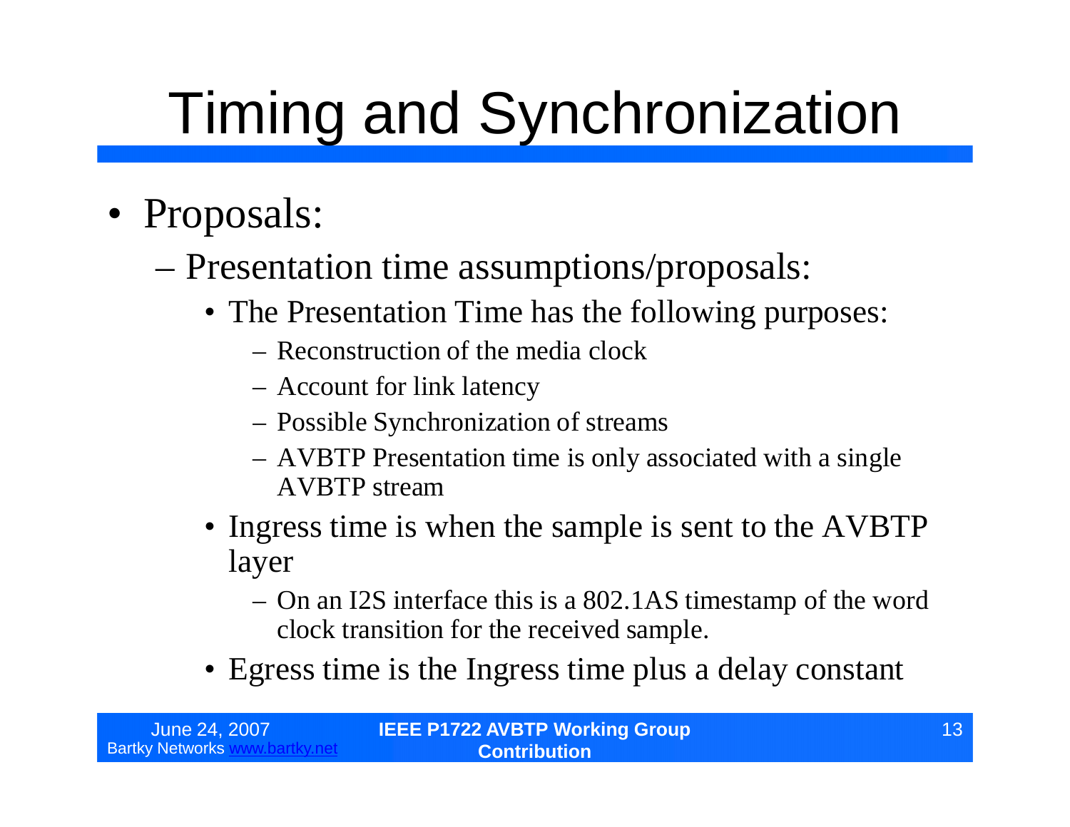# Timing and Synchronization

- Proposals:
  - Presentation time assumptions/proposals:
    - The Presentation Time has the following purposes:
      - Reconstruction of the media clock
      - Account for link latency
      - Possible Synchronization of streams
      - AVBTP Presentation time is only associated with a single AVBTP stream
    - Ingress time is when the sample is sent to the AVBTP layer
      - On an I2S interface this is a 802.1AS timestamp of the word clock transition for the received sample.
    - Egress time is the Ingress time plus a delay constant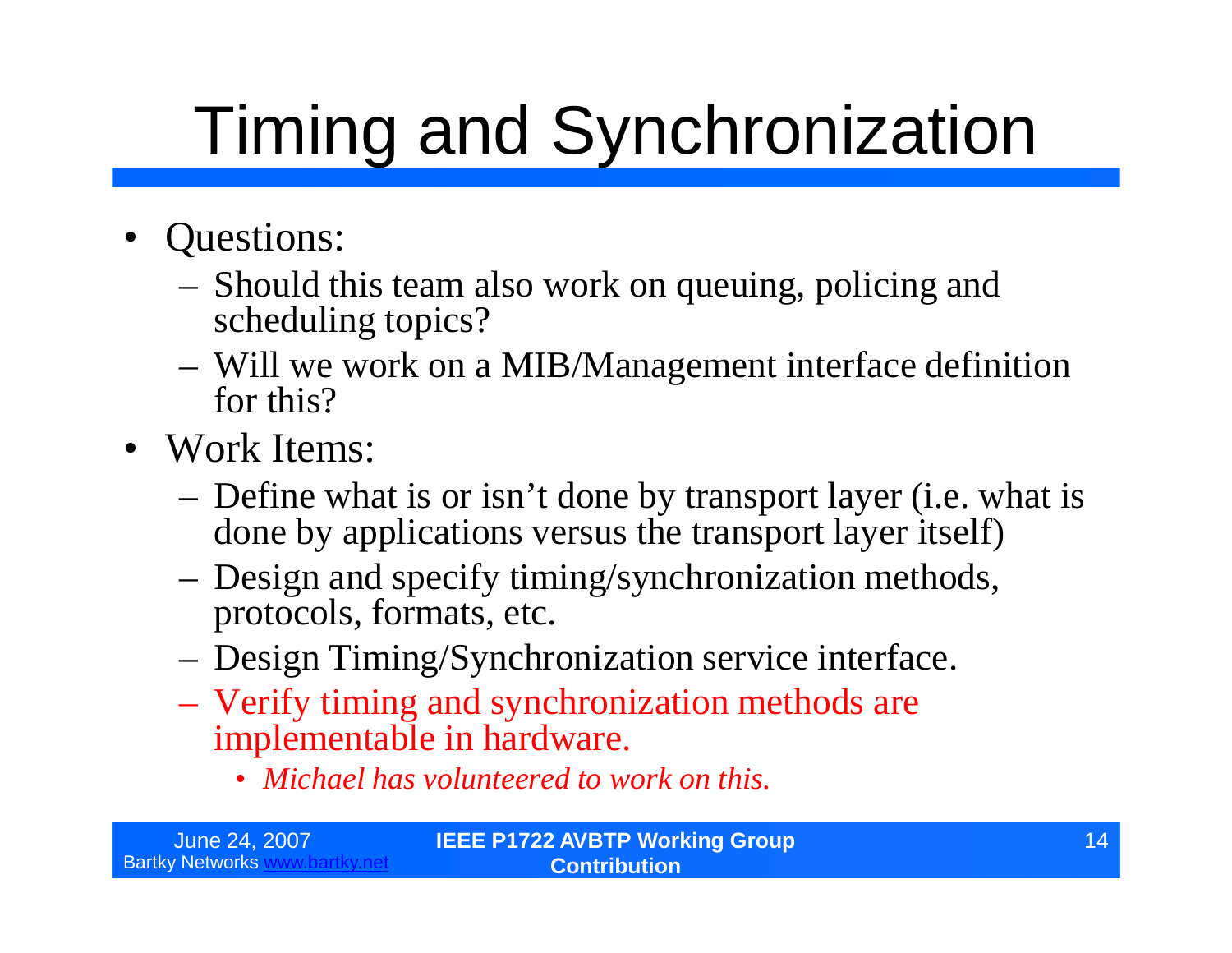# Timing and Synchronization

- Questions:
  - Should this team also work on queuing, policing and scheduling topics?
  - Will we work on a MIB/Management interface definition for this?
- Work Items:
  - Define what is or isn't done by transport layer (i.e. what is done by applications versus the transport layer itself)
  - Design and specify timing/synchronization methods, protocols, formats, etc.
  - Design Timing/Synchronization service interface.
  - Verify timing and synchronization methods are implementable in hardware.
    - *Michael has volunteered to work on this.*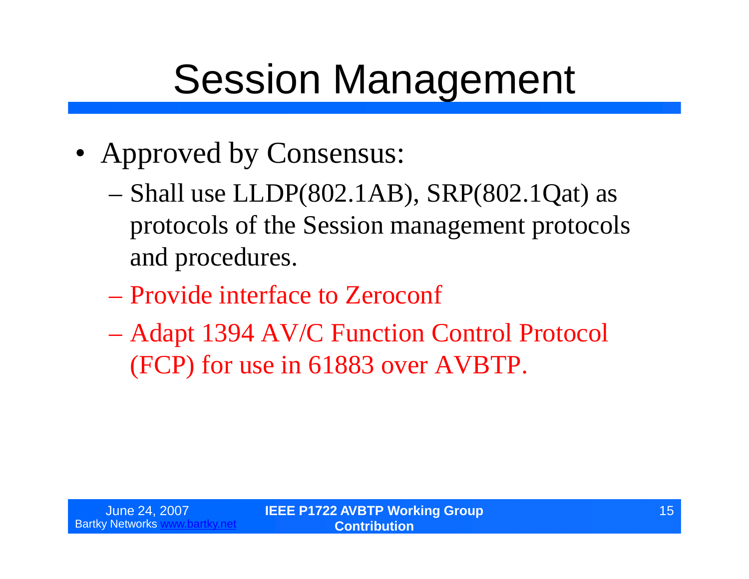# Session Management

- Approved by Consensus:
  - Shall use LLDP(802.1AB), SRP(802.1Qat) as protocols of the Session management protocols and procedures.
  - Provide interface to Zeroconf
  - Adapt 1394 AV/C Function Control Protocol (FCP) for use in 61883 over AVBTP.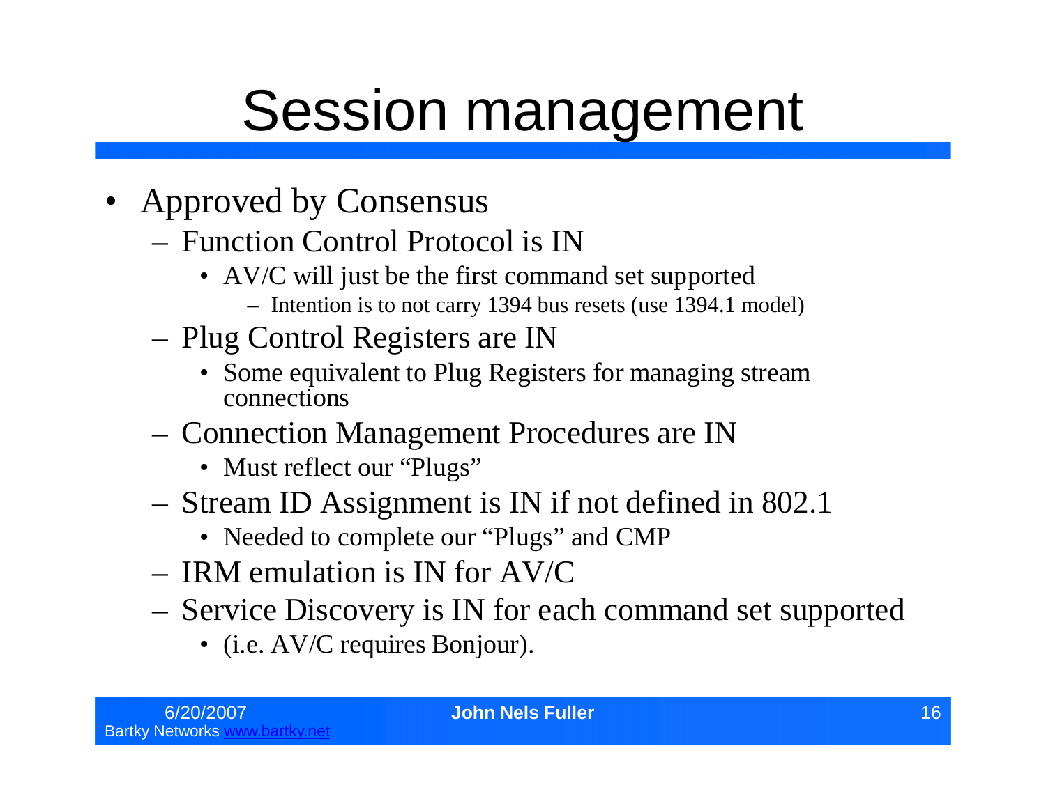# Session management

- Approved by Consensus
  - Function Control Protocol is IN
    - AV/C will just be the first command set supported
      - Intention is to not carry 1394 bus resets (use 1394.1 model)
  - Plug Control Registers are IN
    - Some equivalent to Plug Registers for managing stream connections
  - Connection Management Procedures are IN
    - Must reflect our "Plugs"
  - Stream ID Assignment is IN if not defined in 802.1
    - Needed to complete our "Plugs" and CMP
  - IRM emulation is IN for AV/C
  - Service Discovery is IN for each command set supported
    - (i.e. AV/C requires Bonjour).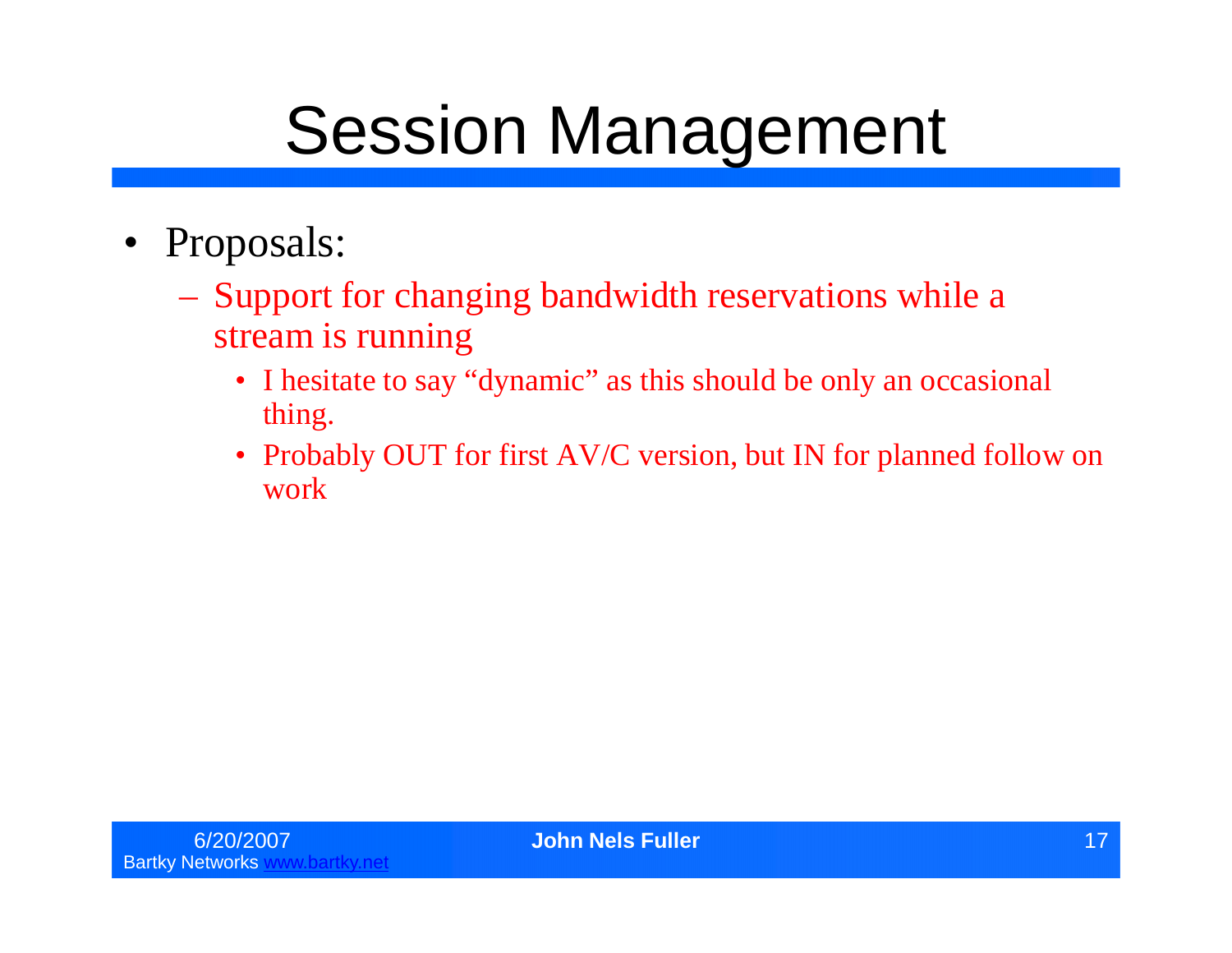# Session Management

- Proposals:
  - Support for changing bandwidth reservations while a stream is running
    - I hesitate to say “dynamic” as this should be only an occasional thing.
    - Probably OUT for first AV/C version, but IN for planned follow on work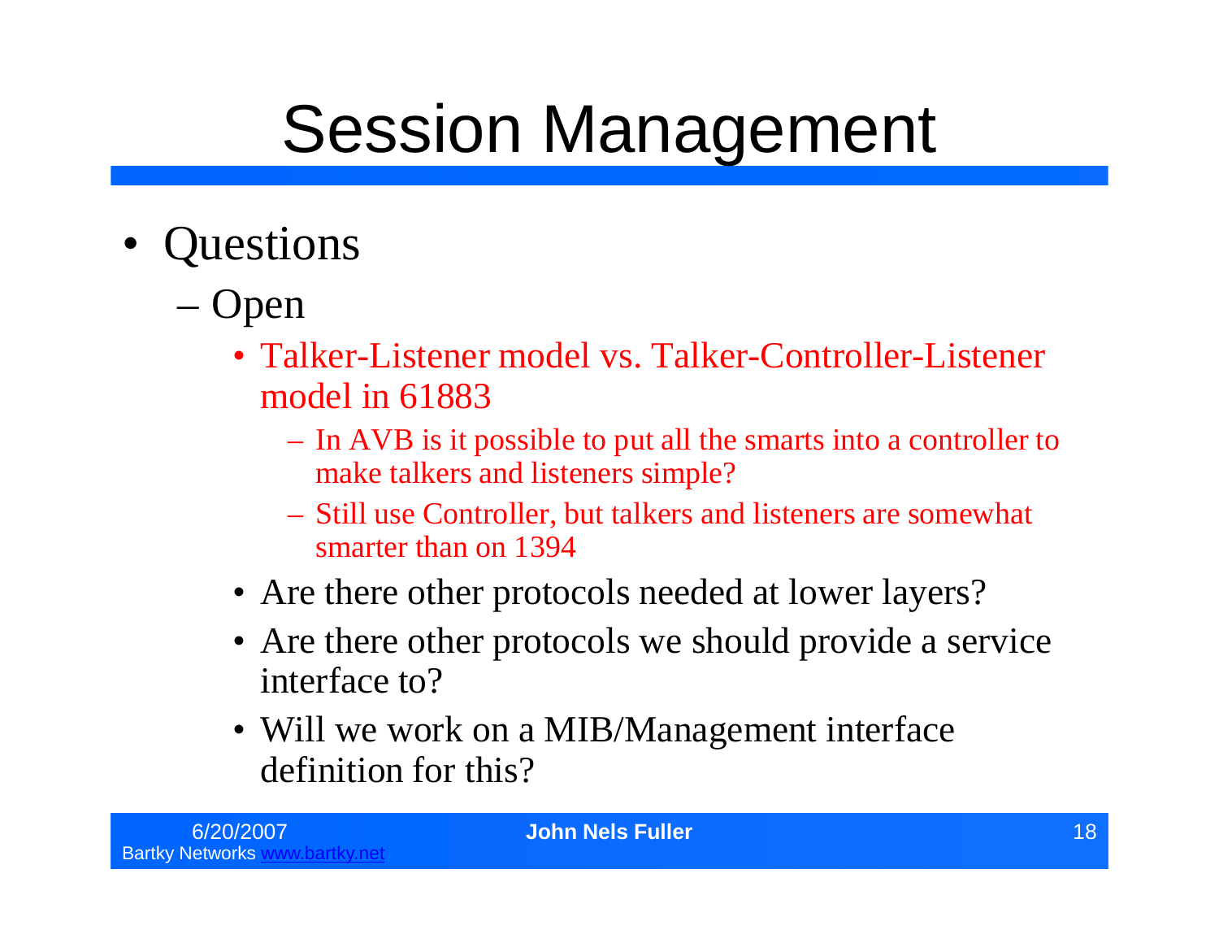# Session Management

- Questions
  - Open
    - Talker-Listener model vs. Talker-Controller-Listener model in 61883
      - In AVB is it possible to put all the smarts into a controller to make talkers and listeners simple?
      - Still use Controller, but talkers and listeners are somewhat smarter than on 1394
    - Are there other protocols needed at lower layers?
    - Are there other protocols we should provide a service interface to?
    - Will we work on a MIB/Management interface definition for this?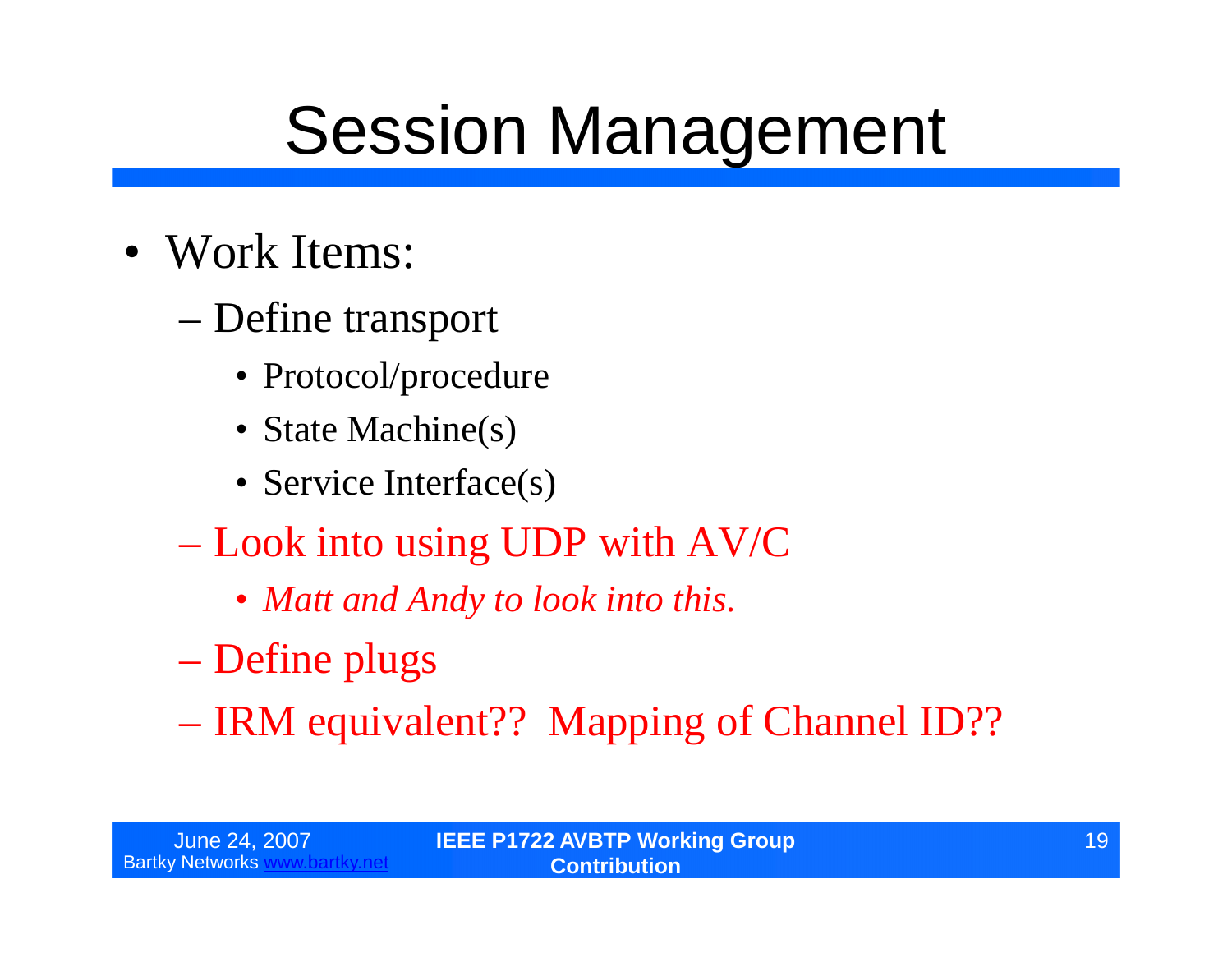# Session Management

- Work Items:
  - Define transport
    - Protocol/procedure
    - State Machine(s)
    - Service Interface(s)
  - Look into using UDP with AV/C
    - *Matt and Andy to look into this.*
  - Define plugs
  - IRM equivalent?? Mapping of Channel ID??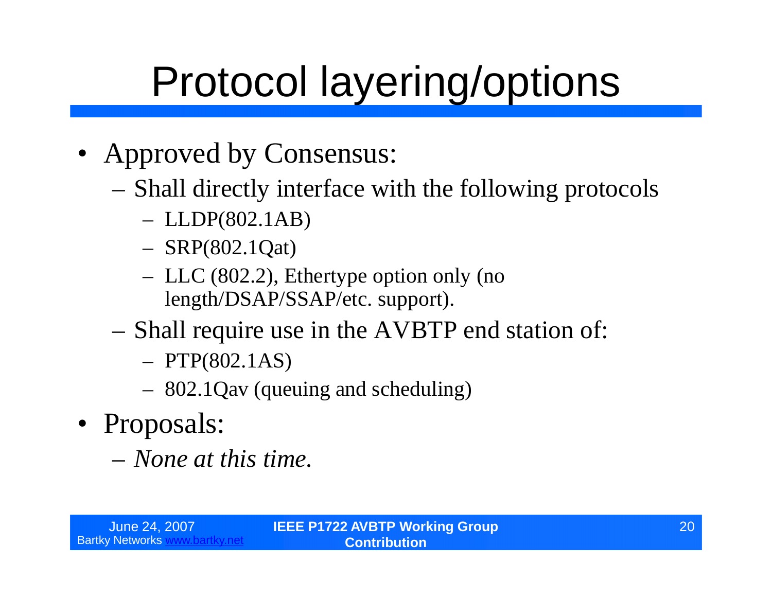# Protocol layering/options

- Approved by Consensus:
  - Shall directly interface with the following protocols
    - LLDP(802.1AB)
    - SRP(802.1Qat)
    - LLC (802.2), Ethertype option only (no length/DSAP/SSAP/etc. support).
  - Shall require use in the AVBTP end station of:
    - PTP(802.1AS)
    - 802.1Qav (queuing and scheduling)
- Proposals:
  - *None at this time.*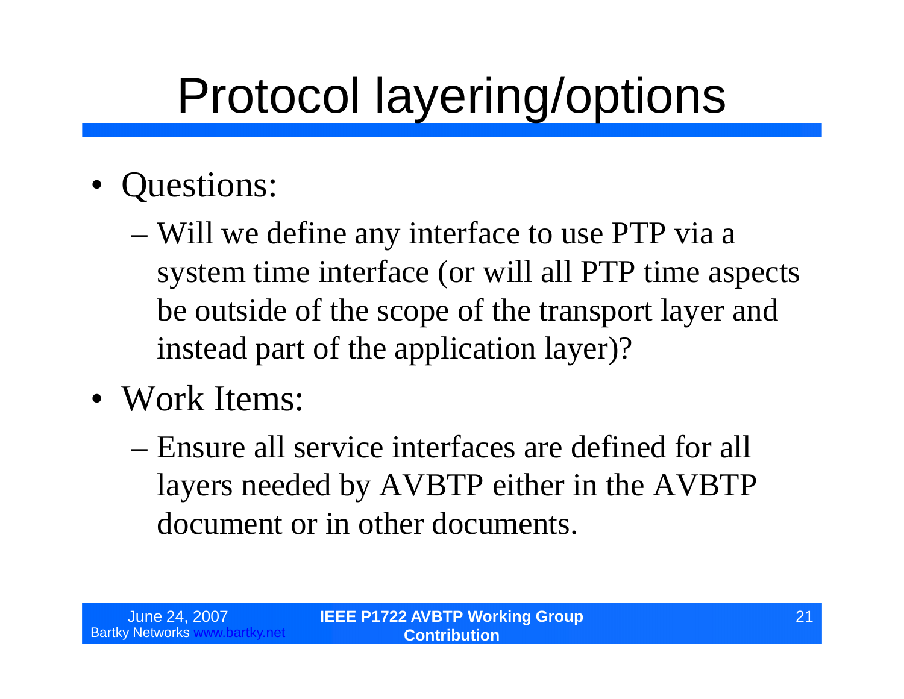# Protocol layering/options

- Questions:
  - Will we define any interface to use PTP via a system time interface (or will all PTP time aspects be outside of the scope of the transport layer and instead part of the application layer)?
- Work Items:
  - Ensure all service interfaces are defined for all layers needed by AVBTP either in the AVBTP document or in other documents.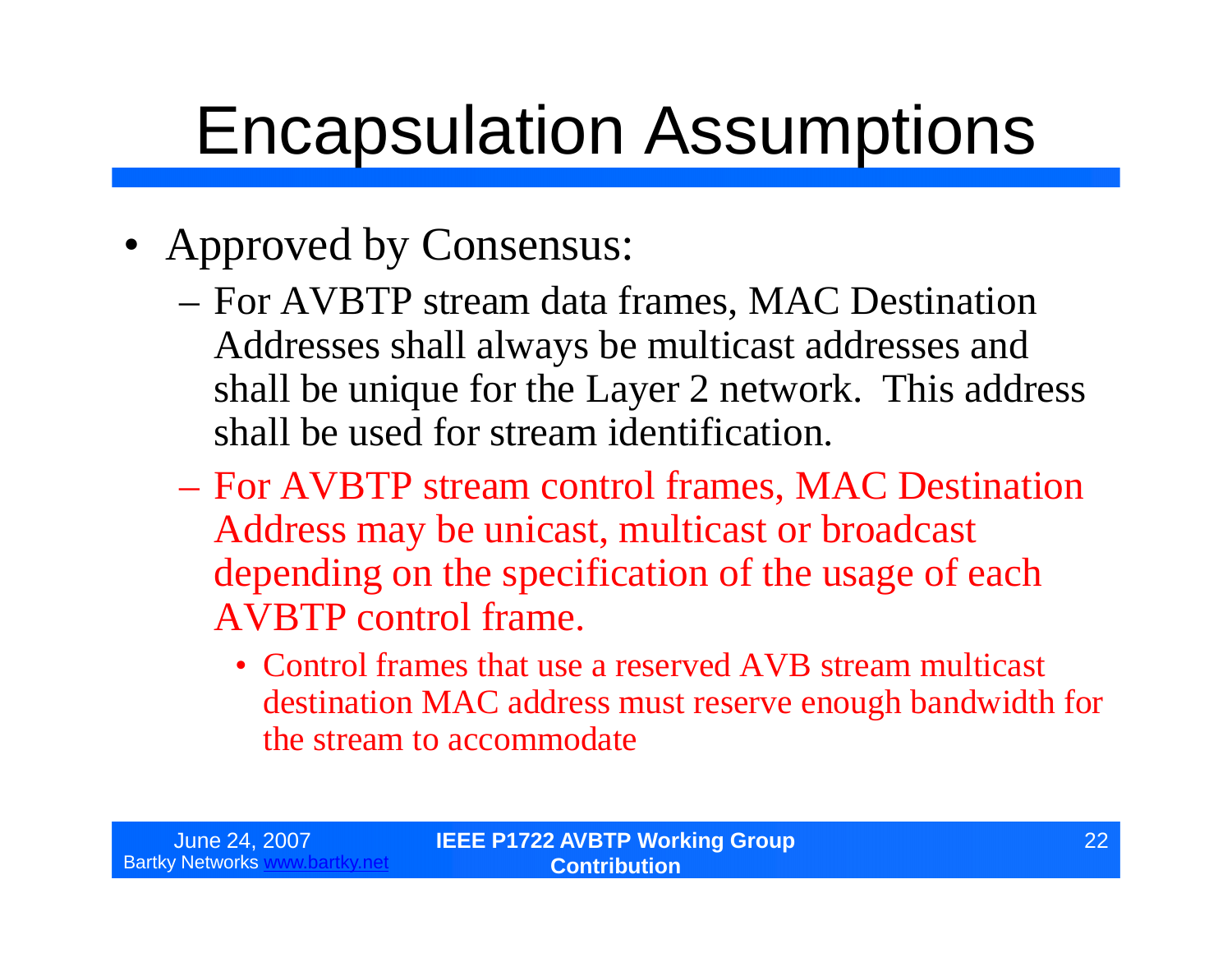# Encapsulation Assumptions

- Approved by Consensus:
  - For AVBTP stream data frames, MAC Destination Addresses shall always be multicast addresses and shall be unique for the Layer 2 network. This address shall be used for stream identification.
  - For AVBTP stream control frames, MAC Destination Address may be unicast, multicast or broadcast depending on the specification of the usage of each AVBTP control frame.
    - Control frames that use a reserved AVB stream multicast destination MAC address must reserve enough bandwidth for the stream to accommodate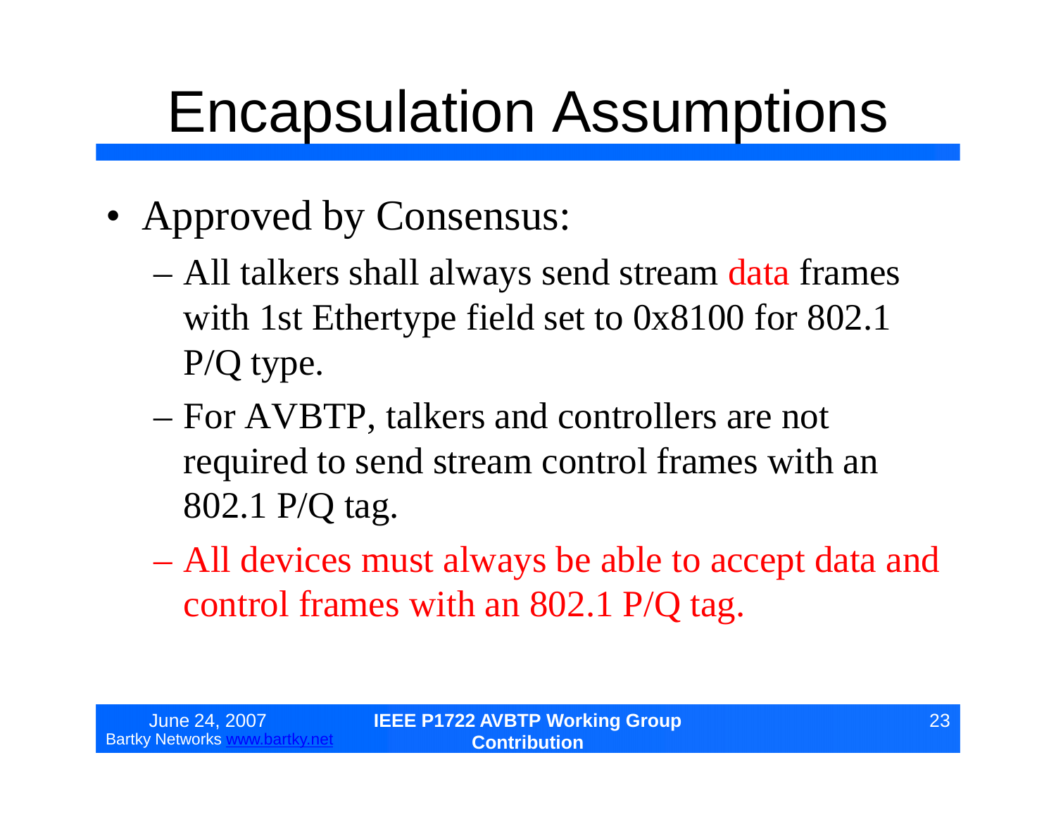# Encapsulation Assumptions

- Approved by Consensus:
  - All talkers shall always send stream data frames with 1st Ethertype field set to 0x8100 for 802.1 P/Q type.
  - For AVBTP, talkers and controllers are not required to send stream control frames with an 802.1 P/Q tag.
  - All devices must always be able to accept data and control frames with an 802.1 P/Q tag.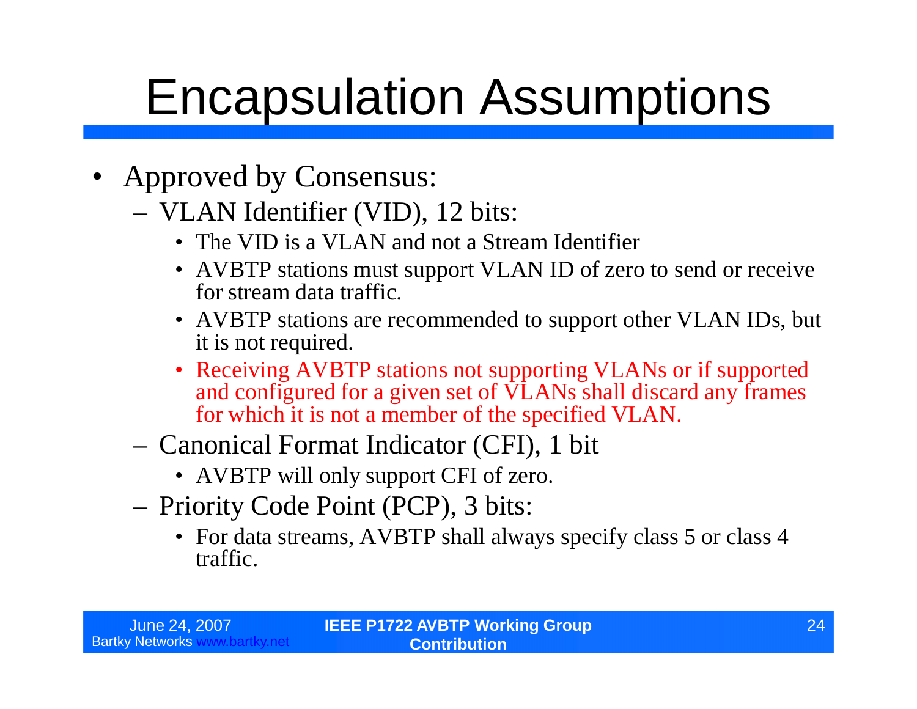# Encapsulation Assumptions

- Approved by Consensus:
  - VLAN Identifier (VID), 12 bits:
    - The VID is a VLAN and not a Stream Identifier
    - AVBTP stations must support VLAN ID of zero to send or receive for stream data traffic.
    - AVBTP stations are recommended to support other VLAN IDs, but it is not required.
    - Receiving AVBTP stations not supporting VLANs or if supported and configured for a given set of VLANs shall discard any frames for which it is not a member of the specified VLAN.
  - Canonical Format Indicator (CFI), 1 bit
    - AVBTP will only support CFI of zero.
  - Priority Code Point (PCP), 3 bits:
    - For data streams, AVBTP shall always specify class 5 or class 4 traffic.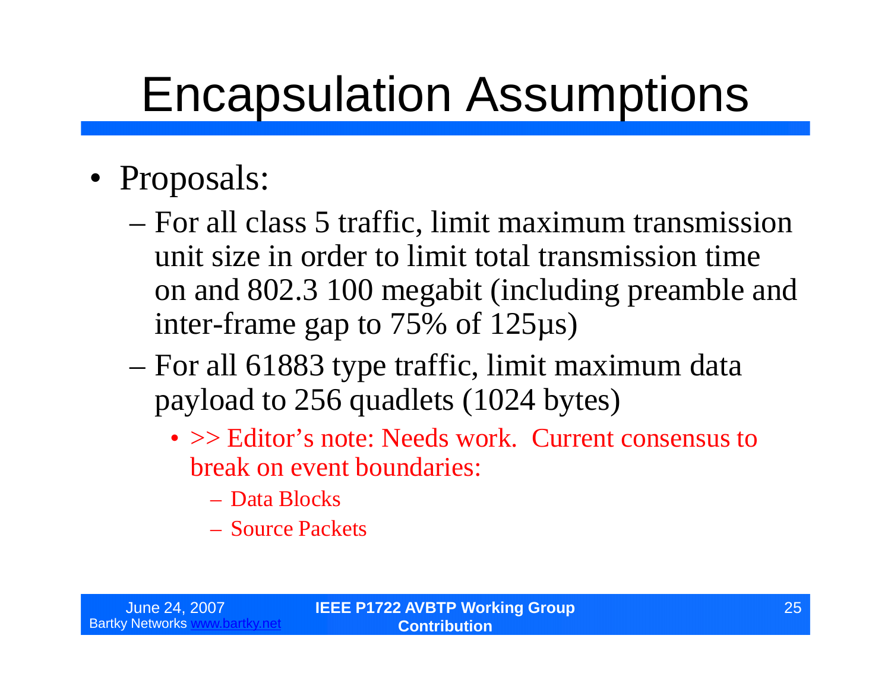# Encapsulation Assumptions

- Proposals:
  - For all class 5 traffic, limit maximum transmission unit size in order to limit total transmission time on and 802.3 100 megabit (including preamble and inter-frame gap to 75% of 125µs)
  - For all 61883 type traffic, limit maximum data payload to 256 quadlets (1024 bytes)
    - >> Editor's note: Needs work. Current consensus to break on event boundaries:
      - Data Blocks
      - Source Packets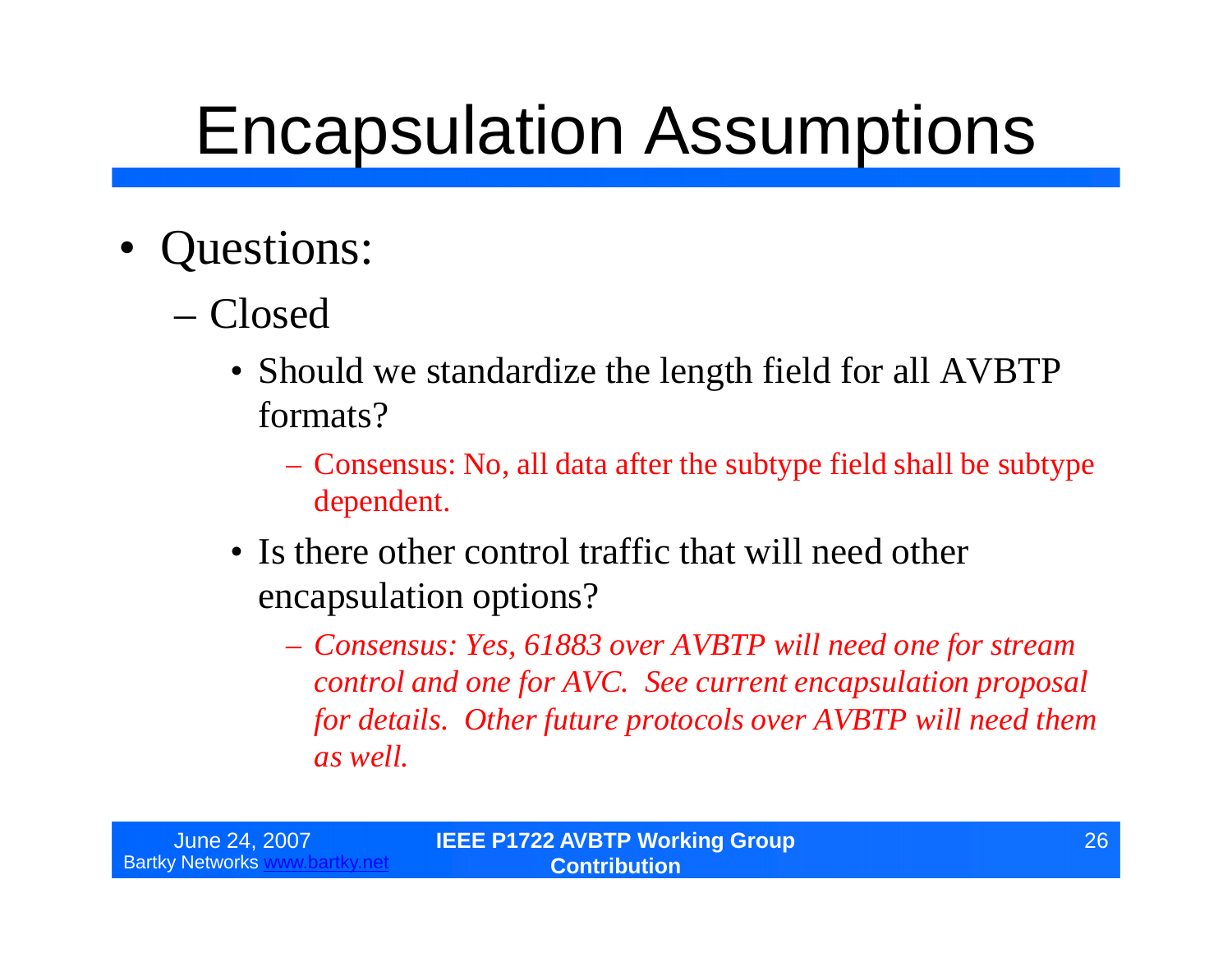# Encapsulation Assumptions

- Questions:
  - Closed
    - Should we standardize the length field for all AVBTP formats?
      - Consensus: No, all data after the subtype field shall be subtype dependent.
    - Is there other control traffic that will need other encapsulation options?
      - *Consensus: Yes, 61883 over AVBTP will need one for stream control and one for AVC. See current encapsulation proposal for details. Other future protocols over AVBTP will need them as well.*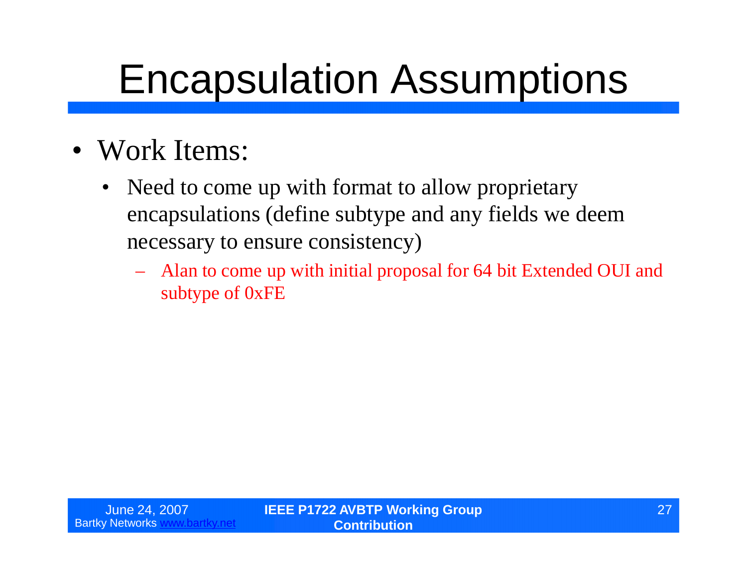# Encapsulation Assumptions

- Work Items:
  - Need to come up with format to allow proprietary encapsulations (define subtype and any fields we deem necessary to ensure consistency)
    - Alan to come up with initial proposal for 64 bit Extended OUI and subtype of 0xFE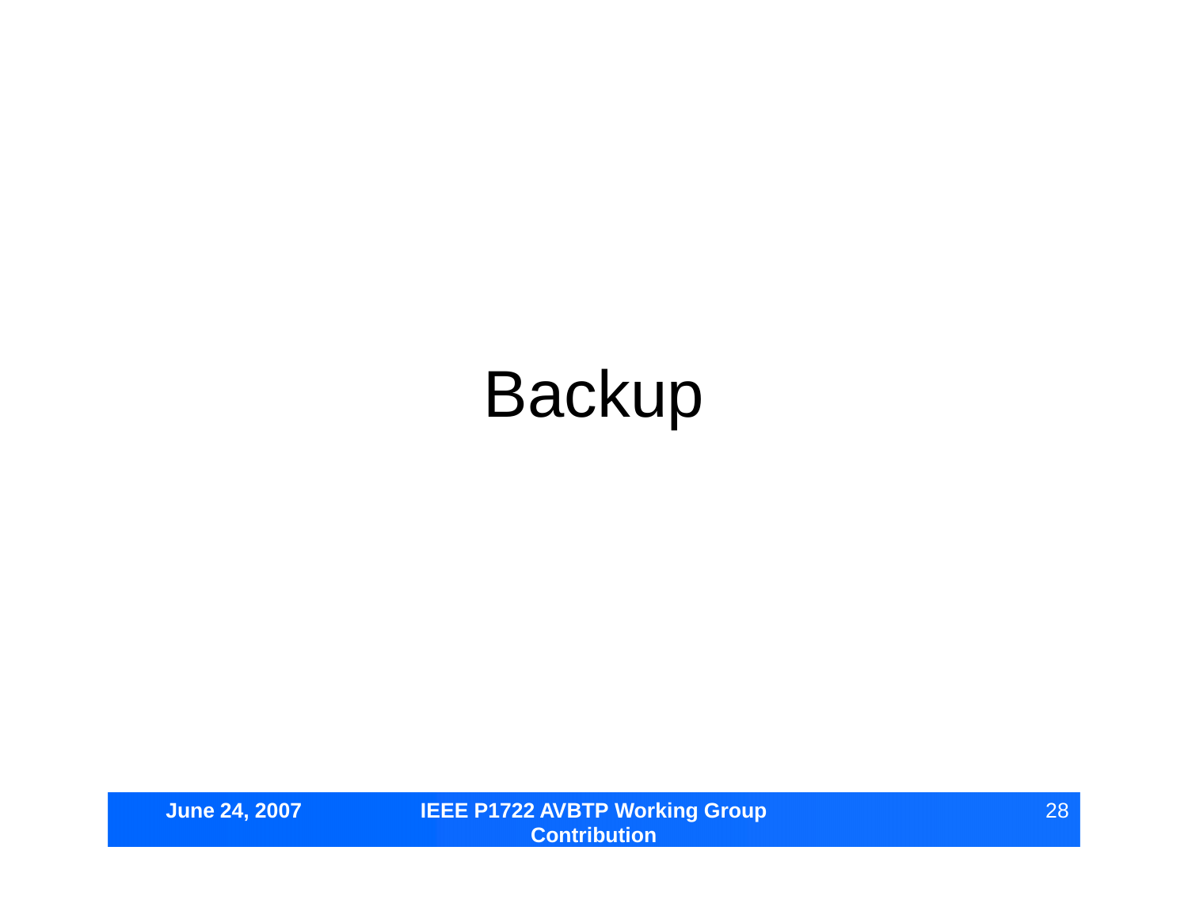# Backup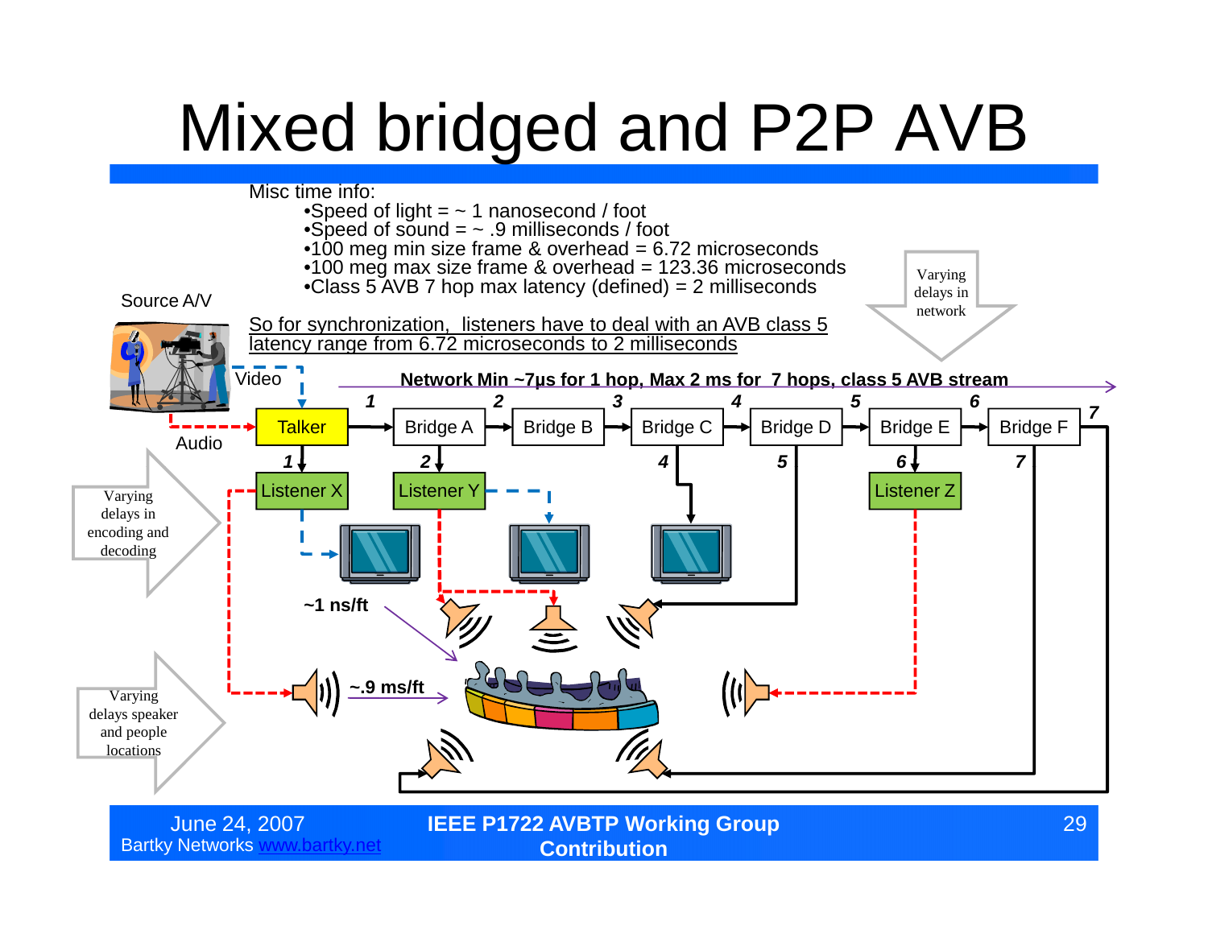# Mixed bridged and P2P AVB

Misc time info:

- Speed of light = ~ 1 nanosecond / foot
- Speed of sound = ~ .9 milliseconds / foot
- 100 meg min size frame & overhead = 6.72 microseconds
- 100 meg max size frame & overhead = 123.36 microseconds
- Class 5 AVB 7 hop max latency (defined) = 2 milliseconds

So for synchronization, listeners have to deal with an AVB class 5 latency range from 6.72 microseconds to 2 milliseconds

Source A/V

Video

Audio

Varying delays in network

Network Min ~7µs for 1 hop, Max 2 ms for 7 hops, class 5 AVB stream

Talker

Bridge A

Bridge B

Bridge C

Bridge D

Bridge E

Bridge F

1 2 3 4 5 6 7

Listener X

Listener Y

Listener Z

1 2 4 5 6 7

Varying delays in encoding and decoding

~1 ns/ft

~.9 ms/ft

Varying delays speaker and people locations

June 24, 2007

Bartky Networks www.bartky.net

IEEE P1722 AVBTP Working Group Contribution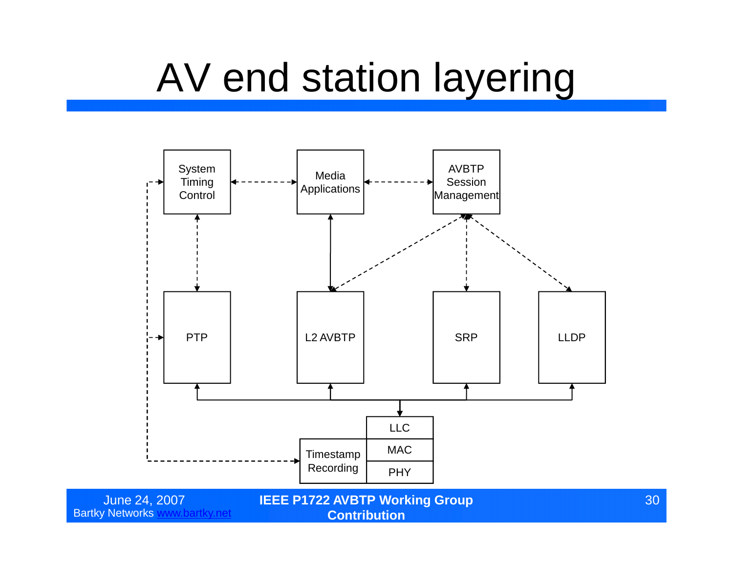# AV end station layering

System Timing Control

Media Applications

AVBTP Session Management

PTP

L2 AVBTP

SRP

LLDP

LLC

MAC

PHY

Timestamp Recording